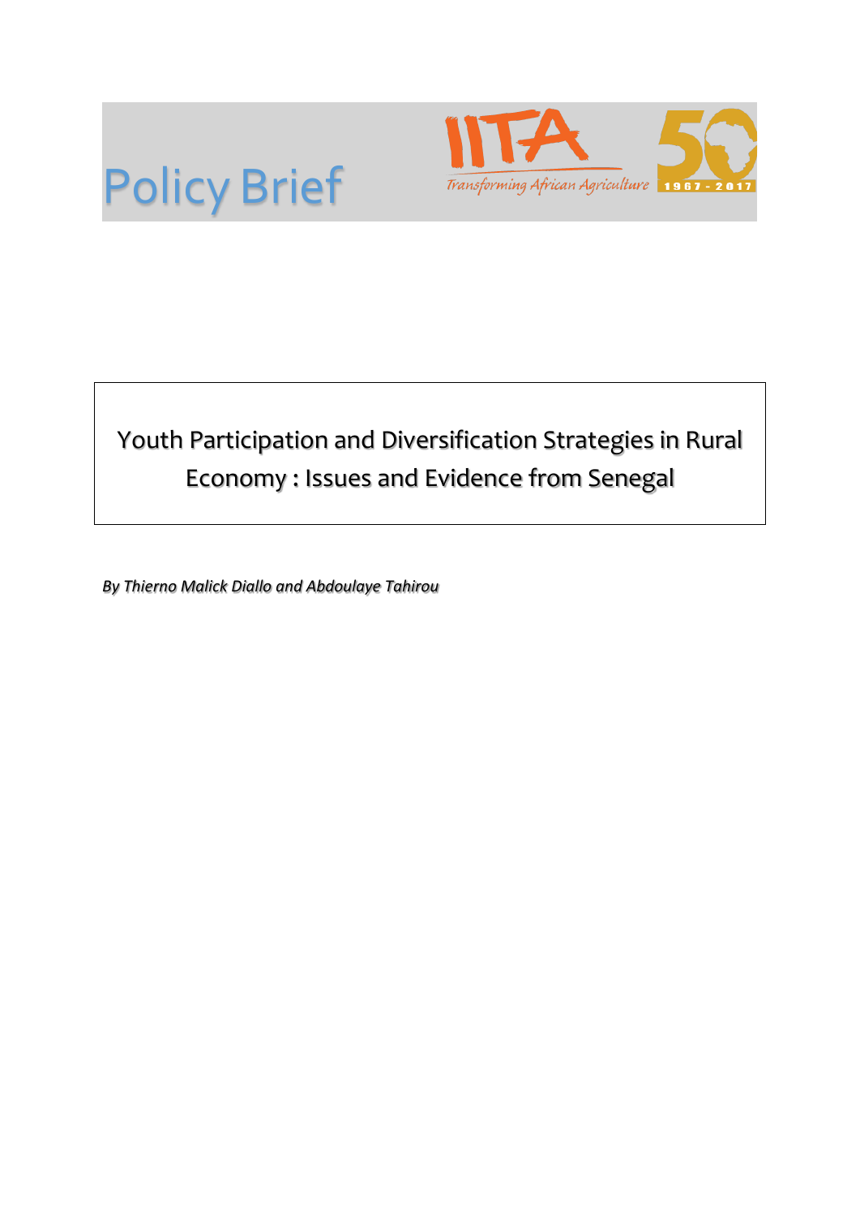Policy Brief

IITA Transforming African Agriculture

50 1967 - 2017

# Youth Participation and Diversification Strategies in Rural Economy : Issues and Evidence from Senegal

*By Thierno Malick Diallo and Abdoulaye Tahirou*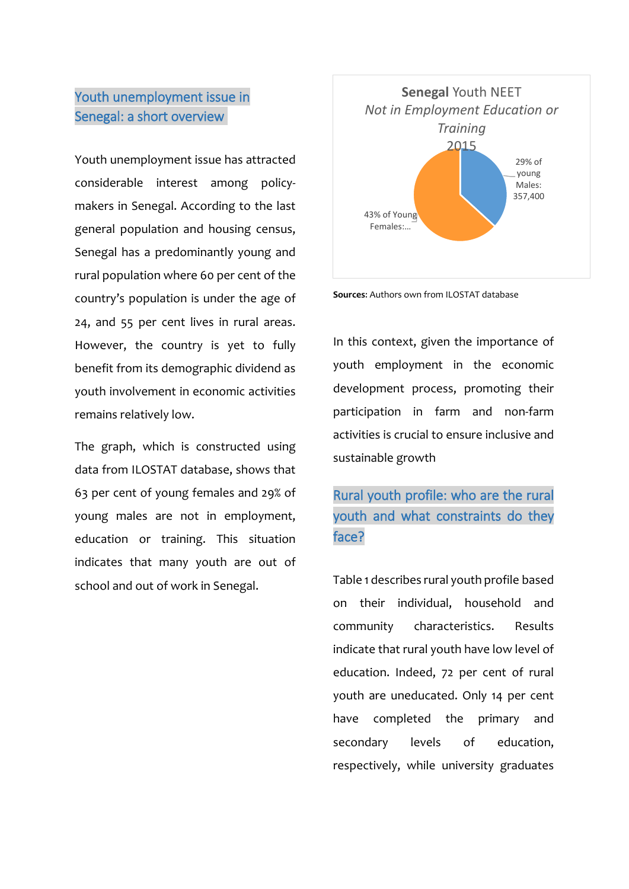## Youth unemployment issue in Senegal: a short overview

Youth unemployment issue has attracted considerable interest among policy-makers in Senegal. According to the last general population and housing census, Senegal has a predominantly young and rural population where 60 per cent of the country's population is under the age of 24, and 55 per cent lives in rural areas. However, the country is yet to fully benefit from its demographic dividend as youth involvement in economic activities remains relatively low.

The graph, which is constructed using data from ILOSTAT database, shows that 63 per cent of young females and 29% of young males are not in employment, education or training. This situation indicates that many youth are out of school and out of work in Senegal.

**Senegal** Youth NEET
*Not in Employment Education or Training*
2015

29% of young Males: 357,400

43% of Young Females:...

**Sources**: Authors own from ILOSTAT database

In this context, given the importance of youth employment in the economic development process, promoting their participation in farm and non-farm activities is crucial to ensure inclusive and sustainable growth

## Rural youth profile: who are the rural youth and what constraints do they face?

Table 1 describes rural youth profile based on their individual, household and community characteristics. Results indicate that rural youth have low level of education. Indeed, 72 per cent of rural youth are uneducated. Only 14 per cent have completed the primary and secondary levels of education, respectively, while university graduates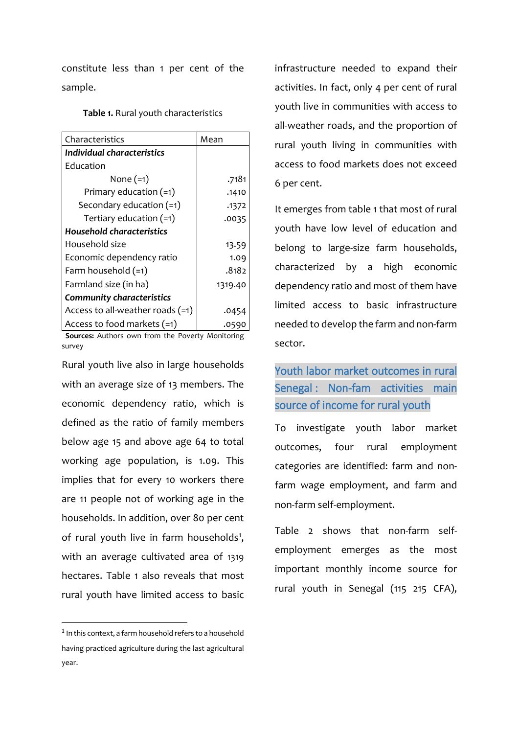constitute less than 1 per cent of the sample.

**Table 1.** Rural youth characteristics

| Characteristics | Mean |
|---|---|
| ***Individual characteristics*** | |
| Education | |
| None (=1) | .7181 |
| Primary education (=1) | .1410 |
| Secondary education (=1) | .1372 |
| Tertiary education (=1) | .0035 |
| ***Household characteristics*** | |
| Household size | 13.59 |
| Economic dependency ratio | 1.09 |
| Farm household (=1) | .8182 |
| Farmland size (in ha) | 1319.40 |
| ***Community characteristics*** | |
| Access to all-weather roads (=1) | .0454 |
| Access to food markets (=1) | .0590 |

**Sources:** Authors own from the Poverty Monitoring survey

Rural youth live also in large households with an average size of 13 members. The economic dependency ratio, which is defined as the ratio of family members below age 15 and above age 64 to total working age population, is 1.09. This implies that for every 10 workers there are 11 people not of working age in the households. In addition, over 80 per cent of rural youth live in farm households[1], with an average cultivated area of 1319 hectares. Table 1 also reveals that most rural youth have limited access to basic infrastructure needed to expand their activities. In fact, only 4 per cent of rural youth live in communities with access to all-weather roads, and the proportion of rural youth living in communities with access to food markets does not exceed 6 per cent.

It emerges from table 1 that most of rural youth have low level of education and belong to large-size farm households, characterized by a high economic dependency ratio and most of them have limited access to basic infrastructure needed to develop the farm and non-farm sector.

## Youth labor market outcomes in rural Senegal : Non-fam activities main source of income for rural youth

To investigate youth labor market outcomes, four rural employment categories are identified: farm and non-farm wage employment, and farm and non-farm self-employment.

Table 2 shows that non-farm self-employment emerges as the most important monthly income source for rural youth in Senegal (115 215 CFA),

[1] In this context, a farm household refers to a household having practiced agriculture during the last agricultural year.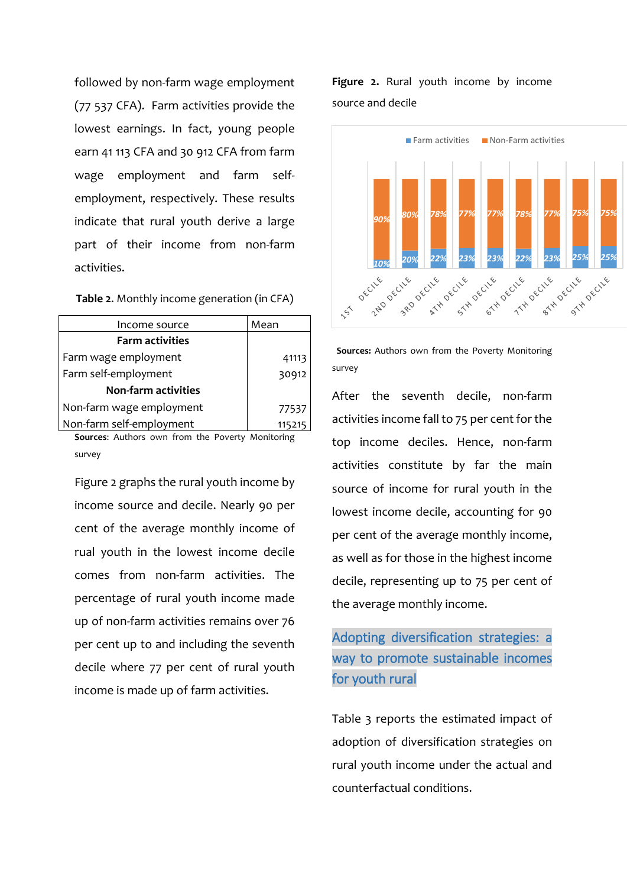followed by non-farm wage employment (77 537 CFA). Farm activities provide the lowest earnings. In fact, young people earn 41 113 CFA and 30 912 CFA from farm wage employment and farm self-employment, respectively. These results indicate that rural youth derive a large part of their income from non-farm activities.

**Table 2.** Monthly income generation (in CFA)

| Income source | Mean |
|---|---|
| **Farm activities** | |
| Farm wage employment | 41113 |
| Farm self-employment | 30912 |
| **Non-farm activities** | |
| Non-farm wage employment | 77537 |
| Non-farm self-employment | 115215 |

**Sources**: Authors own from the Poverty Monitoring survey

Figure 2 graphs the rural youth income by income source and decile. Nearly 90 per cent of the average monthly income of rual youth in the lowest income decile comes from non-farm activities. The percentage of rural youth income made up of non-farm activities remains over 76 per cent up to and including the seventh decile where 77 per cent of rural youth income is made up of farm activities.

**Figure 2.** Rural youth income by income source and decile

| Decile | Farm activities | Non-Farm activities |
|---|---|---|
| 1ST DECILE | 10% | 90% |
| 2ND DECILE | 20% | 80% |
| 3RD DECILE | 22% | 78% |
| 4TH DECILE | 23% | 77% |
| 5TH DECILE | 23% | 77% |
| 6TH DECILE | 22% | 78% |
| 7TH DECILE | 23% | 77% |
| 8TH DECILE | 25% | 75% |
| 9TH DECILE | 25% | 75% |

**Sources:** Authors own from the Poverty Monitoring survey

After the seventh decile, non-farm activities income fall to 75 per cent for the top income deciles. Hence, non-farm activities constitute by far the main source of income for rural youth in the lowest income decile, accounting for 90 per cent of the average monthly income, as well as for those in the highest income decile, representing up to 75 per cent of the average monthly income.

## Adopting diversification strategies: a way to promote sustainable incomes for youth rural

Table 3 reports the estimated impact of adoption of diversification strategies on rural youth income under the actual and counterfactual conditions.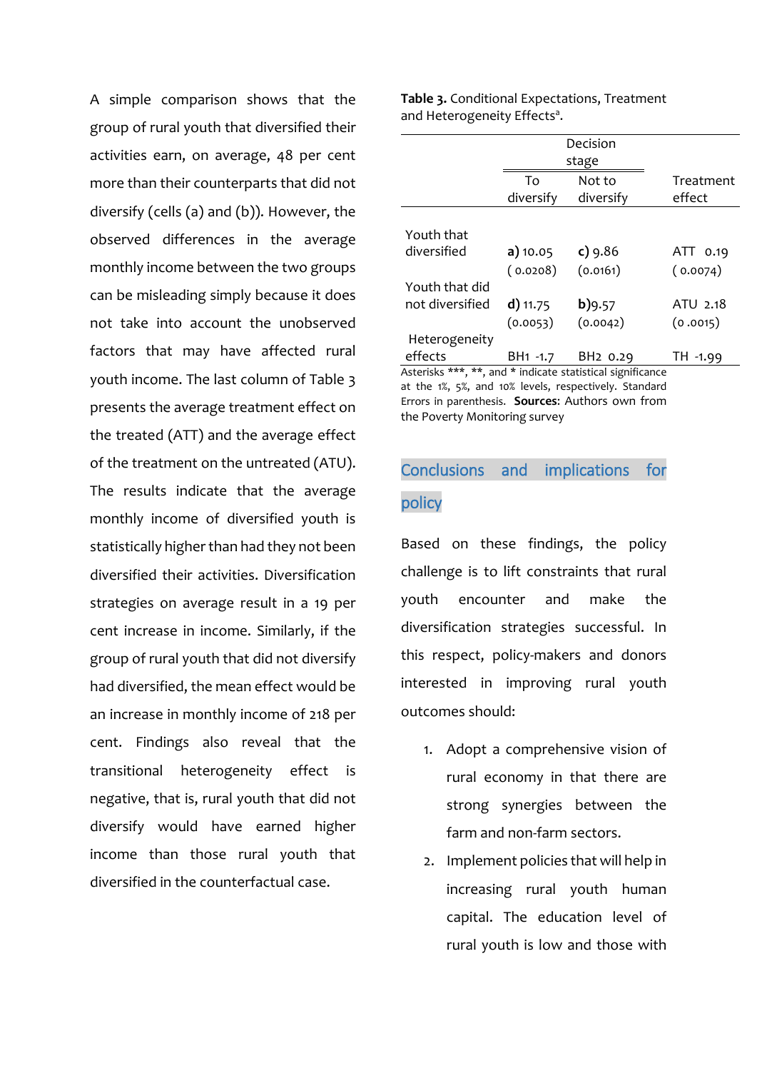A simple comparison shows that the group of rural youth that diversified their activities earn, on average, 48 per cent more than their counterparts that did not diversify (cells (a) and (b)). However, the observed differences in the average monthly income between the two groups can be misleading simply because it does not take into account the unobserved factors that may have affected rural youth income. The last column of Table 3 presents the average treatment effect on the treated (ATT) and the average effect of the treatment on the untreated (ATU). The results indicate that the average monthly income of diversified youth is statistically higher than had they not been diversified their activities. Diversification strategies on average result in a 19 per cent increase in income. Similarly, if the group of rural youth that did not diversify had diversified, the mean effect would be an increase in monthly income of 218 per cent. Findings also reveal that the transitional heterogeneity effect is negative, that is, rural youth that did not diversify would have earned higher income than those rural youth that diversified in the counterfactual case.

**Table 3.** Conditional Expectations, Treatment and Heterogeneity Effects[a].

| | Decision stage | | |
|---|---|---|---|
| | To diversify | Not to diversify | Treatment effect |
| Youth that diversified | **a)** 10.05 ( 0.0208) | **c)** 9.86 (0.0161) | ATT 0.19 ( 0.0074) |
| Youth that did not diversified | **d)** 11.75 (0.0053) | **b)**9.57 (0.0042) | ATU 2.18 (0 .0015) |
| Heterogeneity effects | BH1 -1.7 | BH2 0.29 | TH -1.99 |

Asterisks ***, **, and * indicate statistical significance at the 1%, 5%, and 10% levels, respectively. Standard Errors in parenthesis. **Sources**: Authors own from the Poverty Monitoring survey

## Conclusions and implications for policy

Based on these findings, the policy challenge is to lift constraints that rural youth encounter and make the diversification strategies successful. In this respect, policy-makers and donors interested in improving rural youth outcomes should:

1. Adopt a comprehensive vision of rural economy in that there are strong synergies between the farm and non-farm sectors.
2. Implement policies that will help in increasing rural youth human capital. The education level of rural youth is low and those with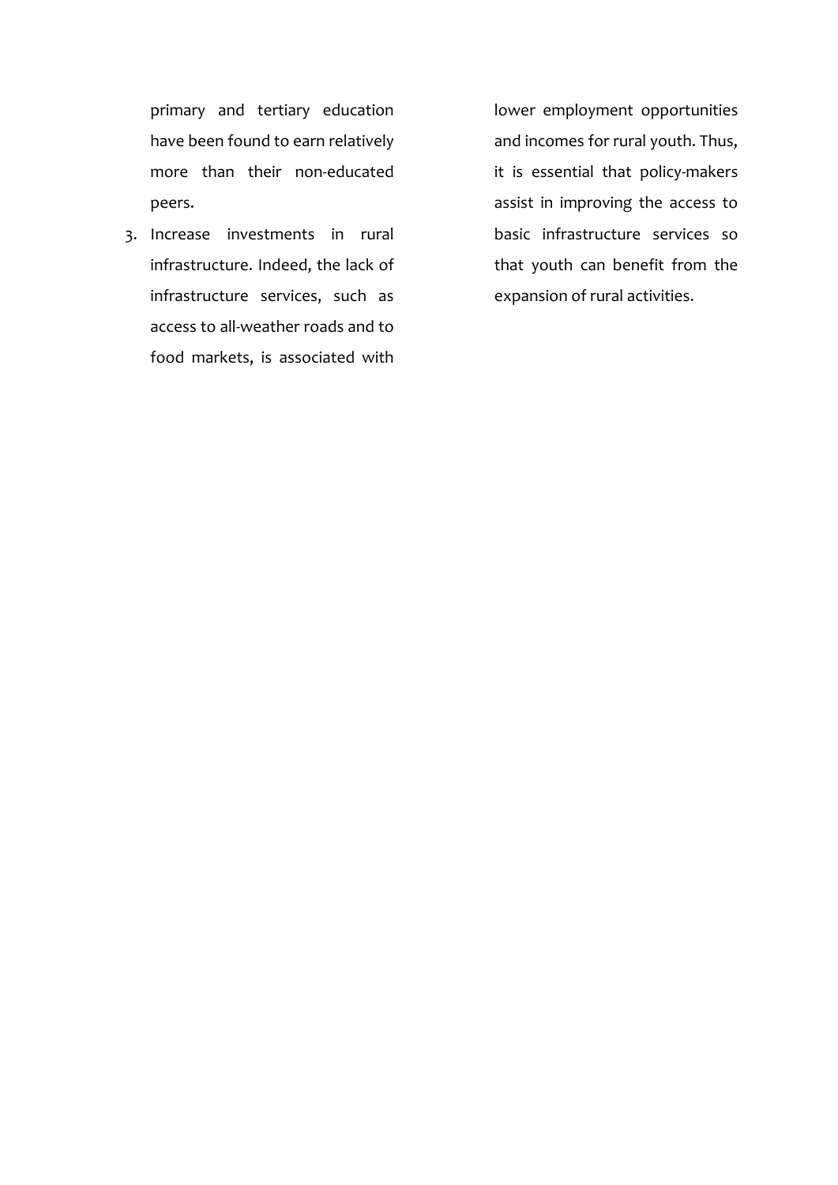primary and tertiary education have been found to earn relatively more than their non-educated peers.

3. Increase investments in rural infrastructure. Indeed, the lack of infrastructure services, such as access to all-weather roads and to food markets, is associated with lower employment opportunities and incomes for rural youth. Thus, it is essential that policy-makers assist in improving the access to basic infrastructure services so that youth can benefit from the expansion of rural activities.